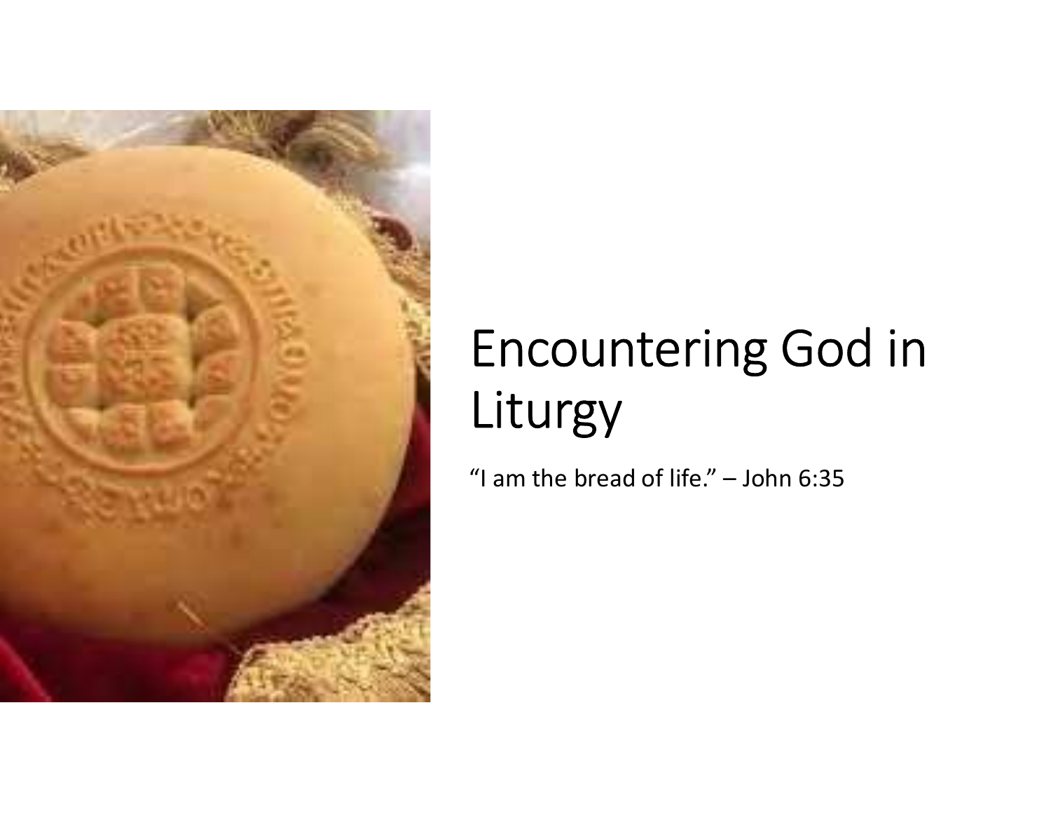# Encountering God in Liturgy

"I am the bread of life." – John 6:35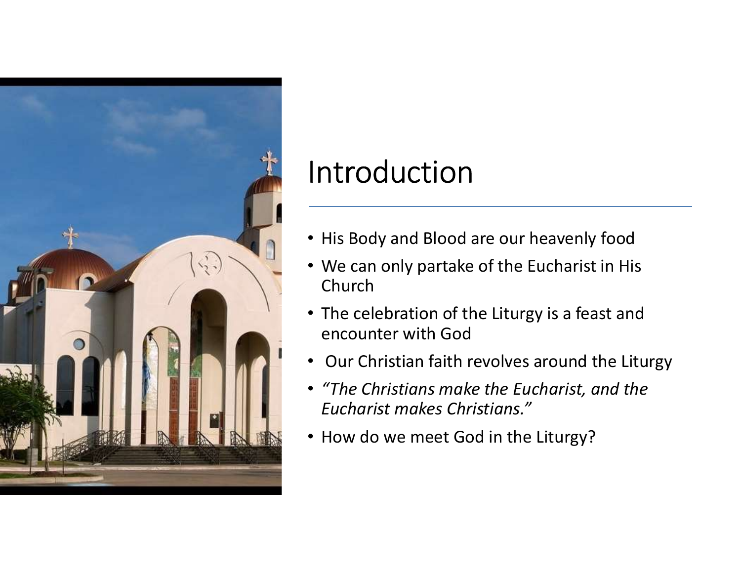# Introduction

- His Body and Blood are our heavenly food
- We can only partake of the Eucharist in His Church
- The celebration of the Liturgy is a feast and encounter with God
- Our Christian faith revolves around the Liturgy
- *"The Christians make the Eucharist, and the Eucharist makes Christians."*
- How do we meet God in the Liturgy?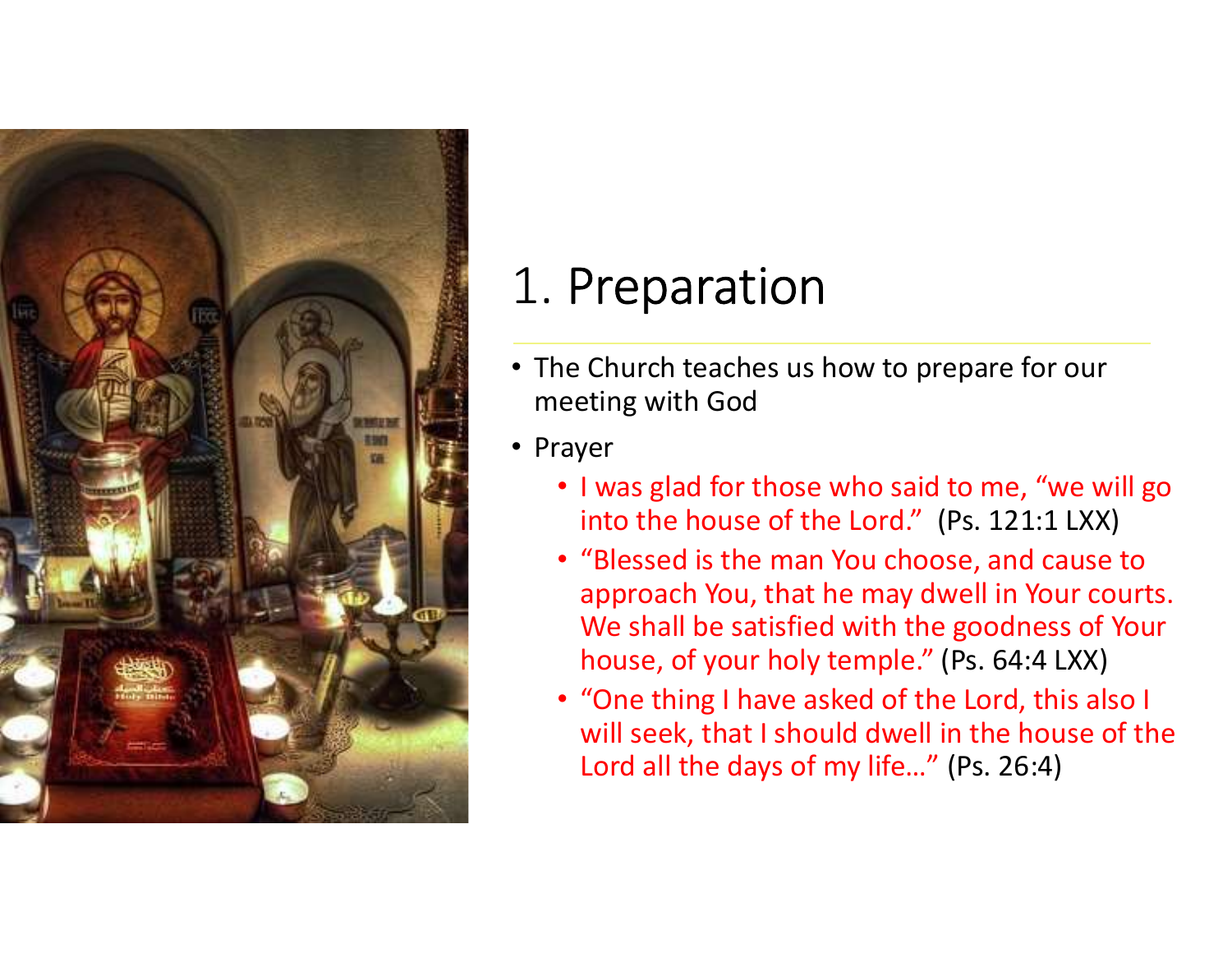# 1. Preparation

- The Church teaches us how to prepare for our meeting with God
- Prayer
  - I was glad for those who said to me, "we will go into the house of the Lord." (Ps. 121:1 LXX)
  - "Blessed is the man You choose, and cause to approach You, that he may dwell in Your courts. We shall be satisfied with the goodness of Your house, of your holy temple." (Ps. 64:4 LXX)
  - "One thing I have asked of the Lord, this also I will seek, that I should dwell in the house of the Lord all the days of my life…" (Ps. 26:4)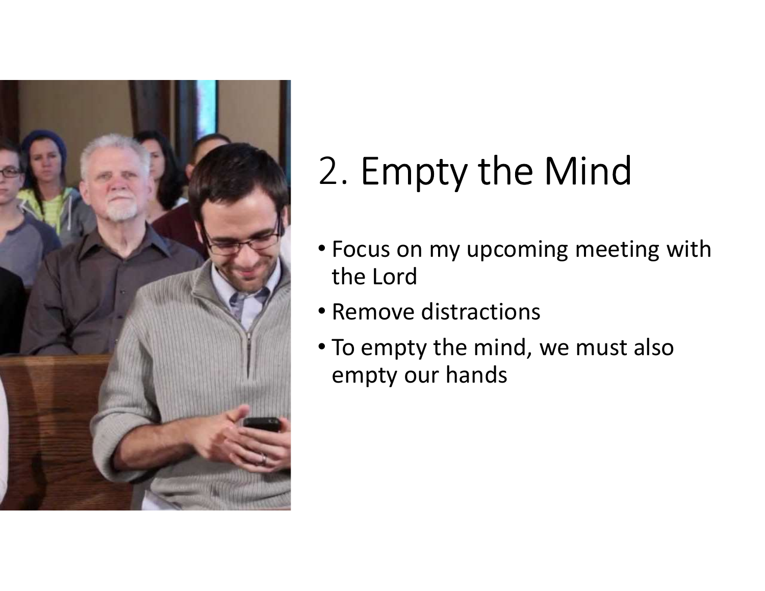# 2. Empty the Mind

- Focus on my upcoming meeting with the Lord
- Remove distractions
- To empty the mind, we must also empty our hands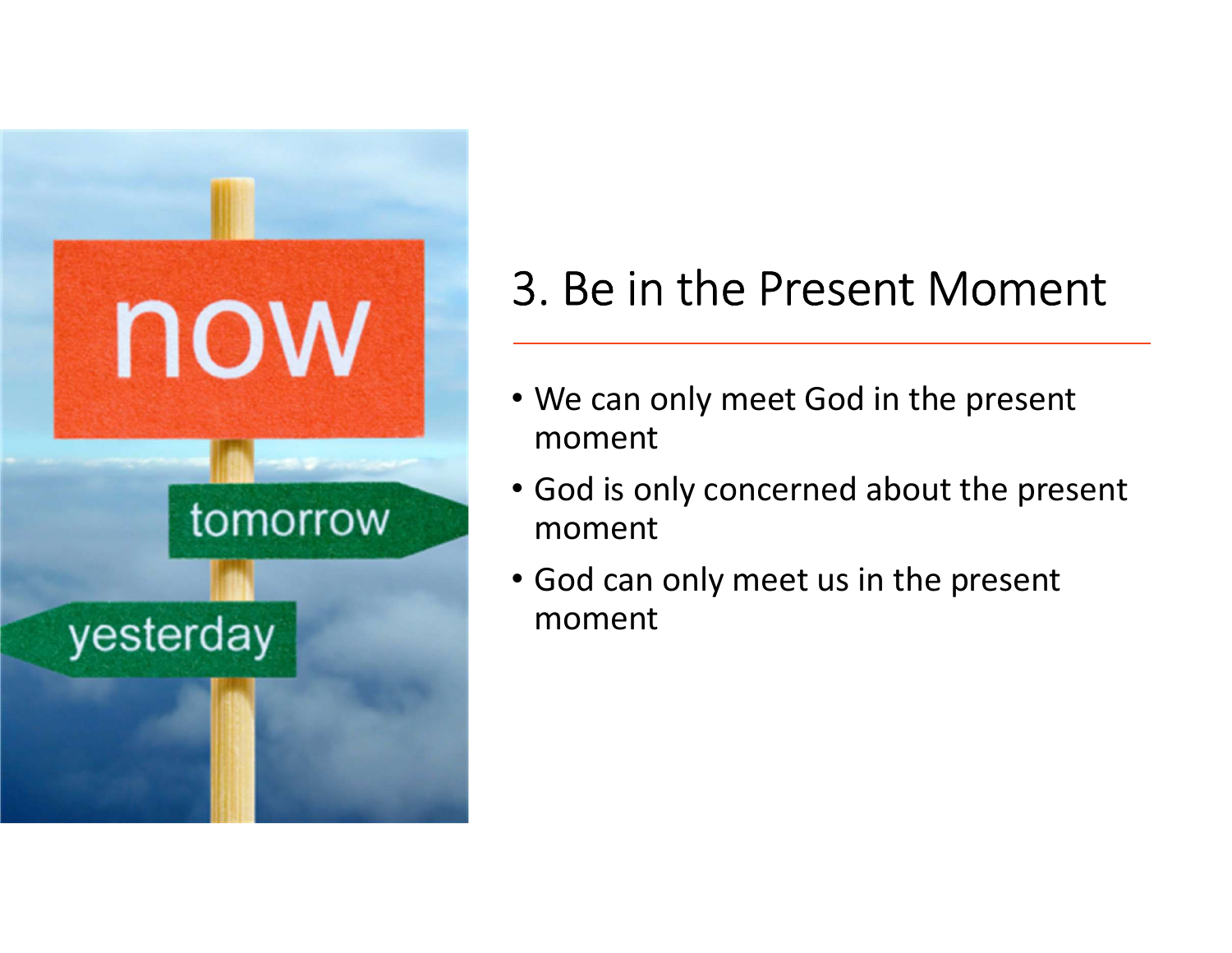## 3. Be in the Present Moment

- We can only meet God in the present moment
- God is only concerned about the present moment
- God can only meet us in the present moment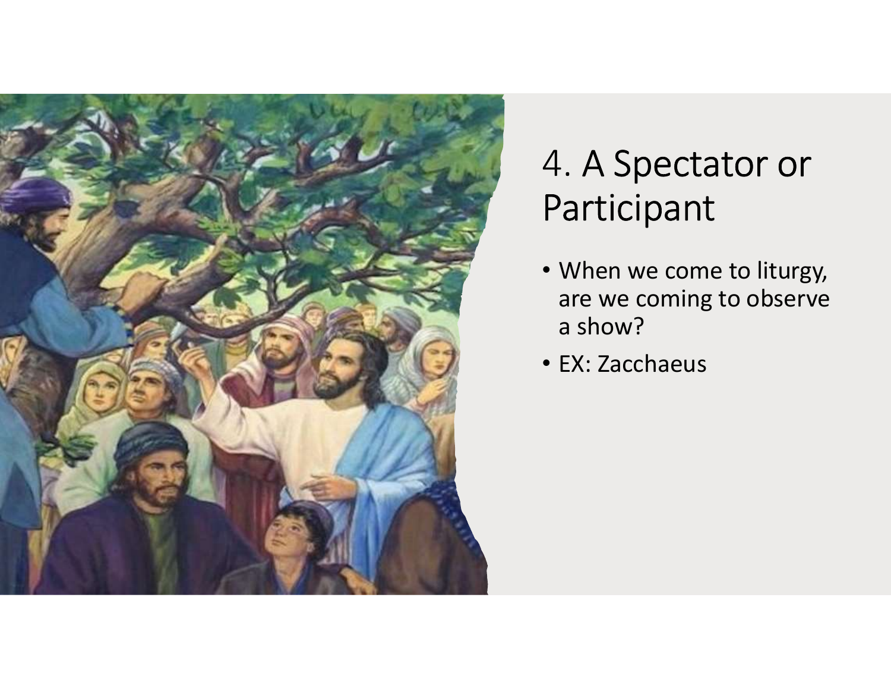# 4. A Spectator or Participant

- When we come to liturgy, are we coming to observe a show?
- EX: Zacchaeus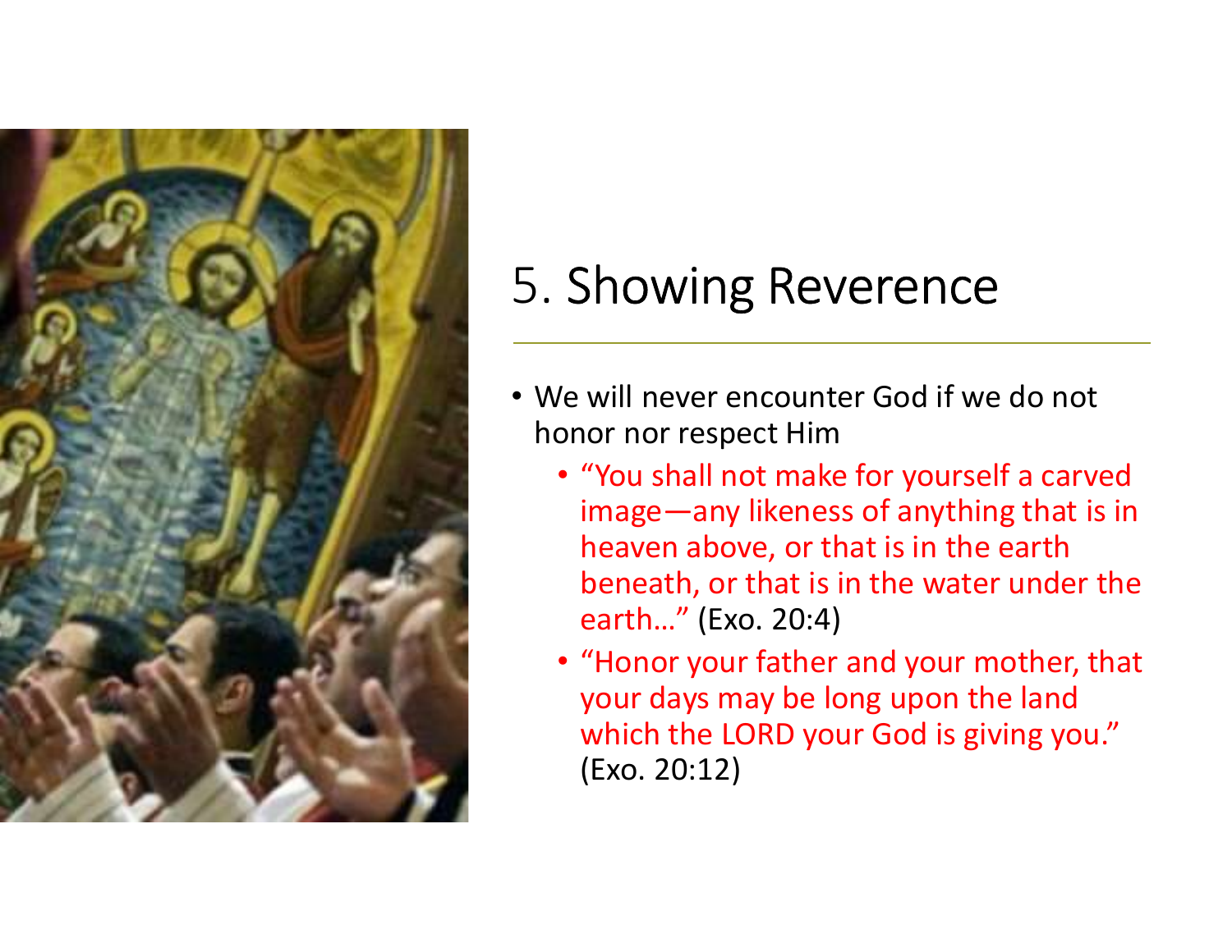# 5. Showing Reverence

- We will never encounter God if we do not honor nor respect Him
  - "You shall not make for yourself a carved image—any likeness of anything that is in heaven above, or that is in the earth beneath, or that is in the water under the earth…" (Exo. 20:4)
  - "Honor your father and your mother, that your days may be long upon the land which the LORD your God is giving you." (Exo. 20:12)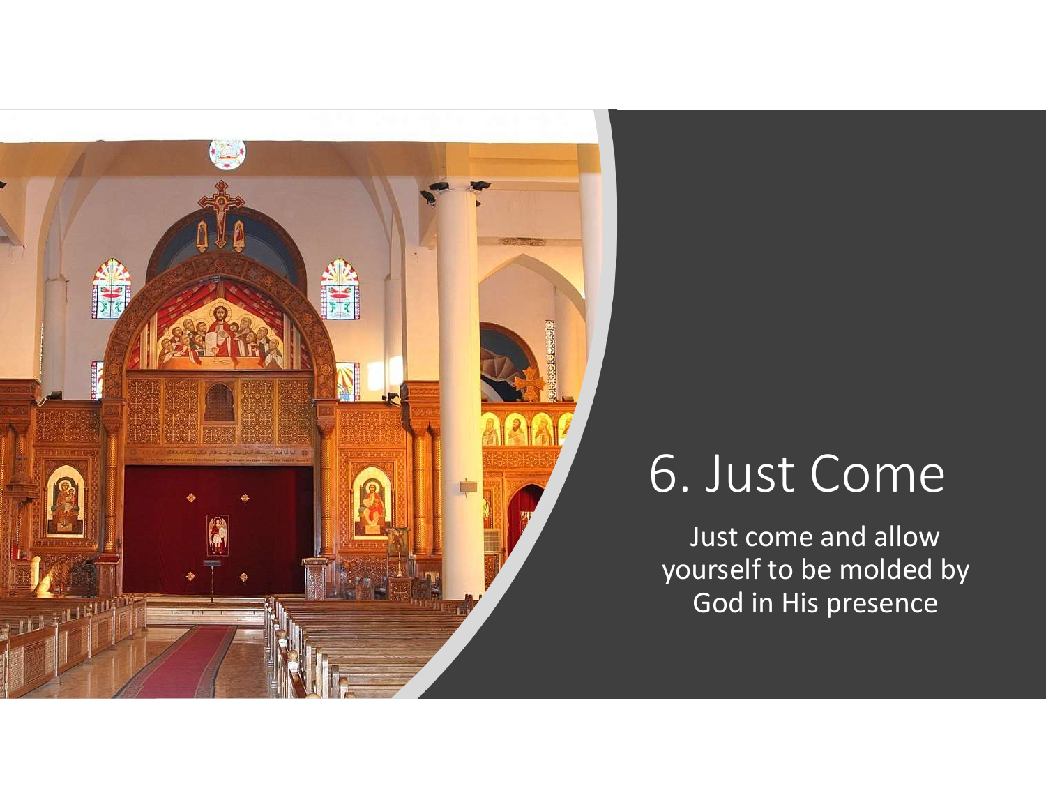# 6. Just Come

Just come and allow yourself to be molded by God in His presence